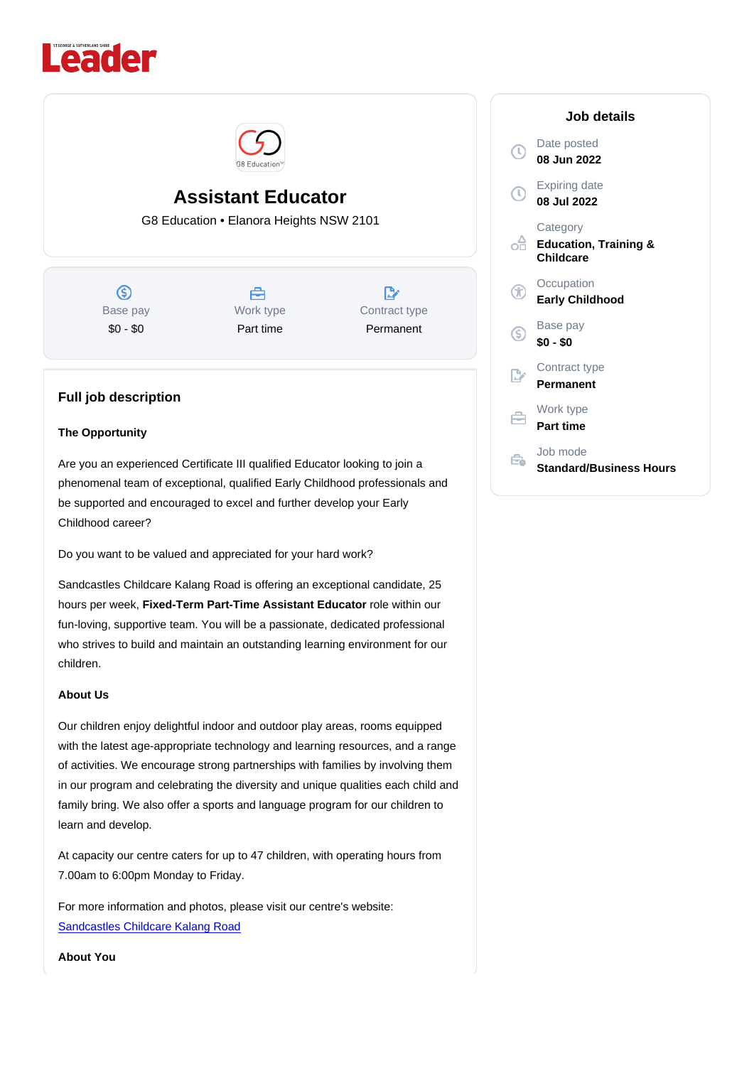Leader

# Assistant Educator

G8 Education • Elanora Heights NSW 2101

| Base pay | Work type | Contract type |
|---|---|---|
| $0 - $0 | Part time | Permanent |

## Job details

Date posted
**08 Jun 2022**

Expiring date
**08 Jul 2022**

Category
**Education, Training & Childcare**

Occupation
**Early Childhood**

Base pay
**$0 - $0**

Contract type
**Permanent**

Work type
**Part time**

Job mode
**Standard/Business Hours**

## Full job description

**The Opportunity**

Are you an experienced Certificate III qualified Educator looking to join a phenomenal team of exceptional, qualified Early Childhood professionals and be supported and encouraged to excel and further develop your Early Childhood career?

Do you want to be valued and appreciated for your hard work?

Sandcastles Childcare Kalang Road is offering an exceptional candidate, 25 hours per week, **Fixed-Term Part-Time Assistant Educator** role within our fun-loving, supportive team. You will be a passionate, dedicated professional who strives to build and maintain an outstanding learning environment for our children.

**About Us**

Our children enjoy delightful indoor and outdoor play areas, rooms equipped with the latest age-appropriate technology and learning resources, and a range of activities. We encourage strong partnerships with families by involving them in our program and celebrating the diversity and unique qualities each child and family bring. We also offer a sports and language program for our children to learn and develop.

At capacity our centre caters for up to 47 children, with operating hours from 7.00am to 6:00pm Monday to Friday.

For more information and photos, please visit our centre's website:
Sandcastles Childcare Kalang Road

**About You**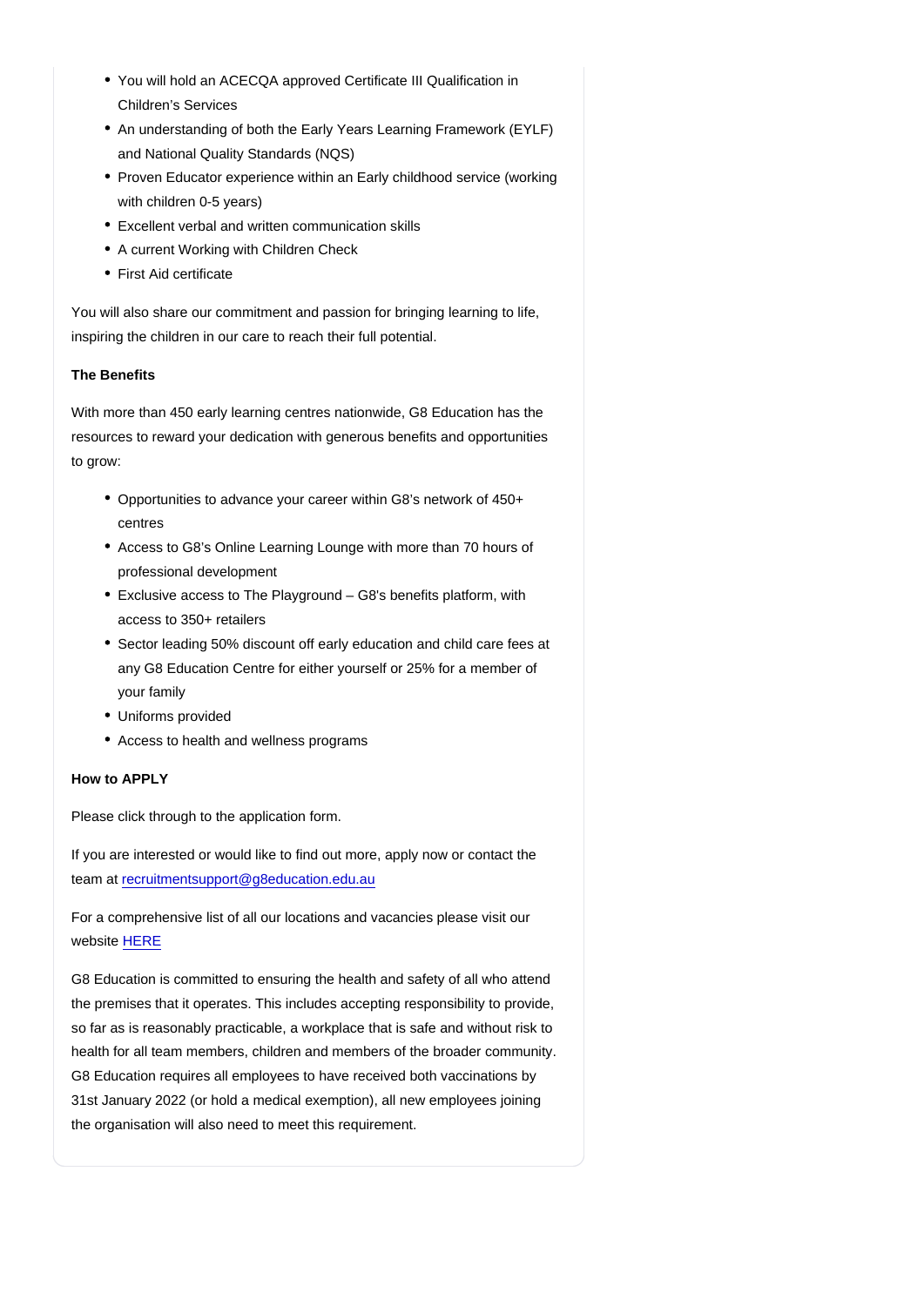- You will hold an ACECQA approved Certificate III Qualification in Children's Services
- An understanding of both the Early Years Learning Framework (EYLF) and National Quality Standards (NQS)
- Proven Educator experience within an Early childhood service (working with children 0-5 years)
- Excellent verbal and written communication skills
- A current Working with Children Check
- First Aid certificate

You will also share our commitment and passion for bringing learning to life, inspiring the children in our care to reach their full potential.

**The Benefits**

With more than 450 early learning centres nationwide, G8 Education has the resources to reward your dedication with generous benefits and opportunities to grow:

- Opportunities to advance your career within G8's network of 450+ centres
- Access to G8's Online Learning Lounge with more than 70 hours of professional development
- Exclusive access to The Playground – G8's benefits platform, with access to 350+ retailers
- Sector leading 50% discount off early education and child care fees at any G8 Education Centre for either yourself or 25% for a member of your family
- Uniforms provided
- Access to health and wellness programs

**How to APPLY**

Please click through to the application form.

If you are interested or would like to find out more, apply now or contact the team at recruitmentsupport@g8education.edu.au

For a comprehensive list of all our locations and vacancies please visit our website HERE

G8 Education is committed to ensuring the health and safety of all who attend the premises that it operates. This includes accepting responsibility to provide, so far as is reasonably practicable, a workplace that is safe and without risk to health for all team members, children and members of the broader community. G8 Education requires all employees to have received both vaccinations by 31st January 2022 (or hold a medical exemption), all new employees joining the organisation will also need to meet this requirement.